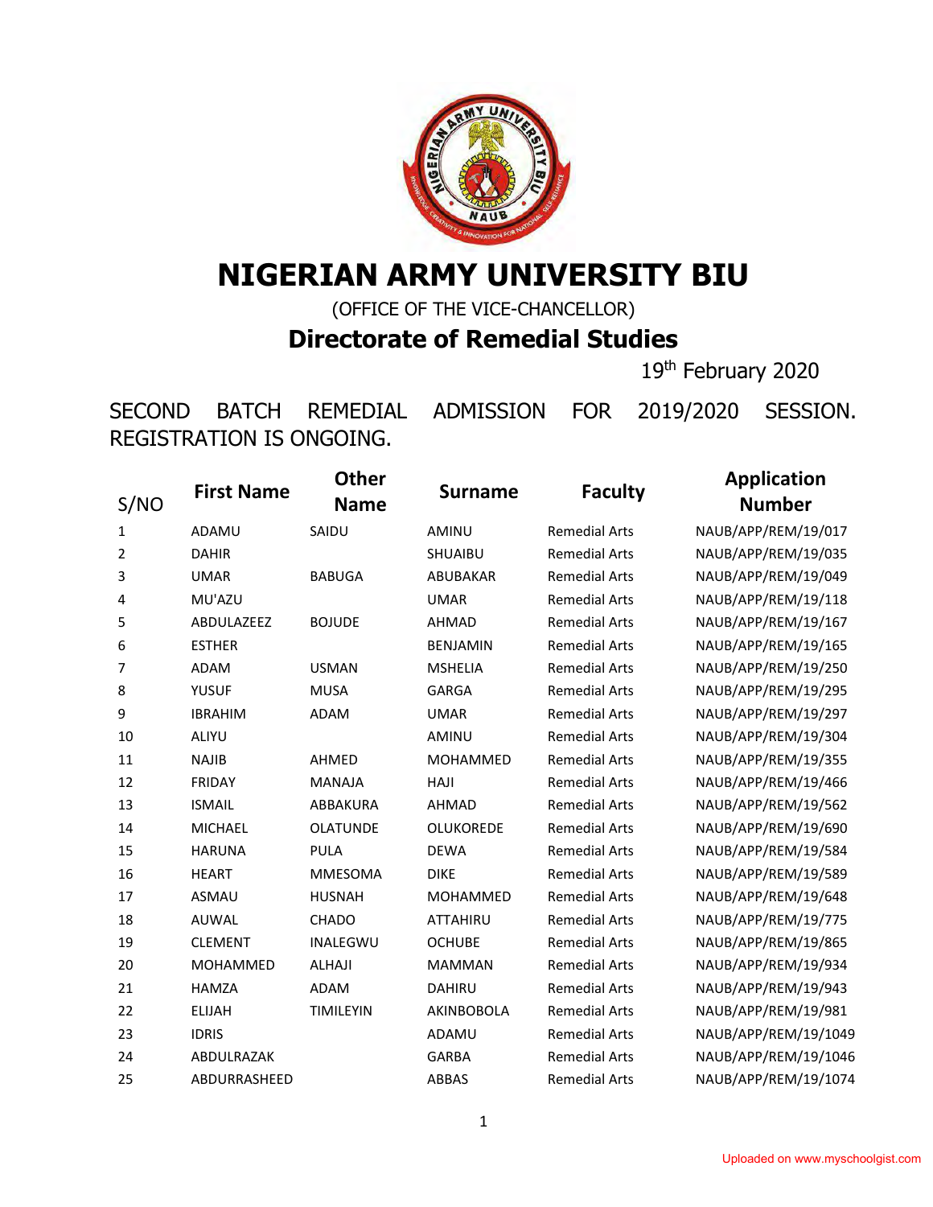# NIGERIAN ARMY UNIVERSITY BIU

(OFFICE OF THE VICE-CHANCELLOR)

## Directorate of Remedial Studies

19th February 2020

SECOND BATCH REMEDIAL ADMISSION FOR 2019/2020 SESSION. REGISTRATION IS ONGOING.

| S/NO | First Name | Other Name | Surname | Faculty | Application Number |
|---|---|---|---|---|---|
| 1 | ADAMU | SAIDU | AMINU | Remedial Arts | NAUB/APP/REM/19/017 |
| 2 | DAHIR | | SHUAIBU | Remedial Arts | NAUB/APP/REM/19/035 |
| 3 | UMAR | BABUGA | ABUBAKAR | Remedial Arts | NAUB/APP/REM/19/049 |
| 4 | MU'AZU | | UMAR | Remedial Arts | NAUB/APP/REM/19/118 |
| 5 | ABDULAZEEZ | BOJUDE | AHMAD | Remedial Arts | NAUB/APP/REM/19/167 |
| 6 | ESTHER | | BENJAMIN | Remedial Arts | NAUB/APP/REM/19/165 |
| 7 | ADAM | USMAN | MSHELIA | Remedial Arts | NAUB/APP/REM/19/250 |
| 8 | YUSUF | MUSA | GARGA | Remedial Arts | NAUB/APP/REM/19/295 |
| 9 | IBRAHIM | ADAM | UMAR | Remedial Arts | NAUB/APP/REM/19/297 |
| 10 | ALIYU | | AMINU | Remedial Arts | NAUB/APP/REM/19/304 |
| 11 | NAJIB | AHMED | MOHAMMED | Remedial Arts | NAUB/APP/REM/19/355 |
| 12 | FRIDAY | MANAJA | HAJI | Remedial Arts | NAUB/APP/REM/19/466 |
| 13 | ISMAIL | ABBAKURA | AHMAD | Remedial Arts | NAUB/APP/REM/19/562 |
| 14 | MICHAEL | OLATUNDE | OLUKOREDE | Remedial Arts | NAUB/APP/REM/19/690 |
| 15 | HARUNA | PULA | DEWA | Remedial Arts | NAUB/APP/REM/19/584 |
| 16 | HEART | MMESOMA | DIKE | Remedial Arts | NAUB/APP/REM/19/589 |
| 17 | ASMAU | HUSNAH | MOHAMMED | Remedial Arts | NAUB/APP/REM/19/648 |
| 18 | AUWAL | CHADO | ATTAHIRU | Remedial Arts | NAUB/APP/REM/19/775 |
| 19 | CLEMENT | INALEGWU | OCHUBE | Remedial Arts | NAUB/APP/REM/19/865 |
| 20 | MOHAMMED | ALHAJI | MAMMAN | Remedial Arts | NAUB/APP/REM/19/934 |
| 21 | HAMZA | ADAM | DAHIRU | Remedial Arts | NAUB/APP/REM/19/943 |
| 22 | ELIJAH | TIMILEYIN | AKINBOBOLA | Remedial Arts | NAUB/APP/REM/19/981 |
| 23 | IDRIS | | ADAMU | Remedial Arts | NAUB/APP/REM/19/1049 |
| 24 | ABDULRAZAK | | GARBA | Remedial Arts | NAUB/APP/REM/19/1046 |
| 25 | ABDURRASHEED | | ABBAS | Remedial Arts | NAUB/APP/REM/19/1074 |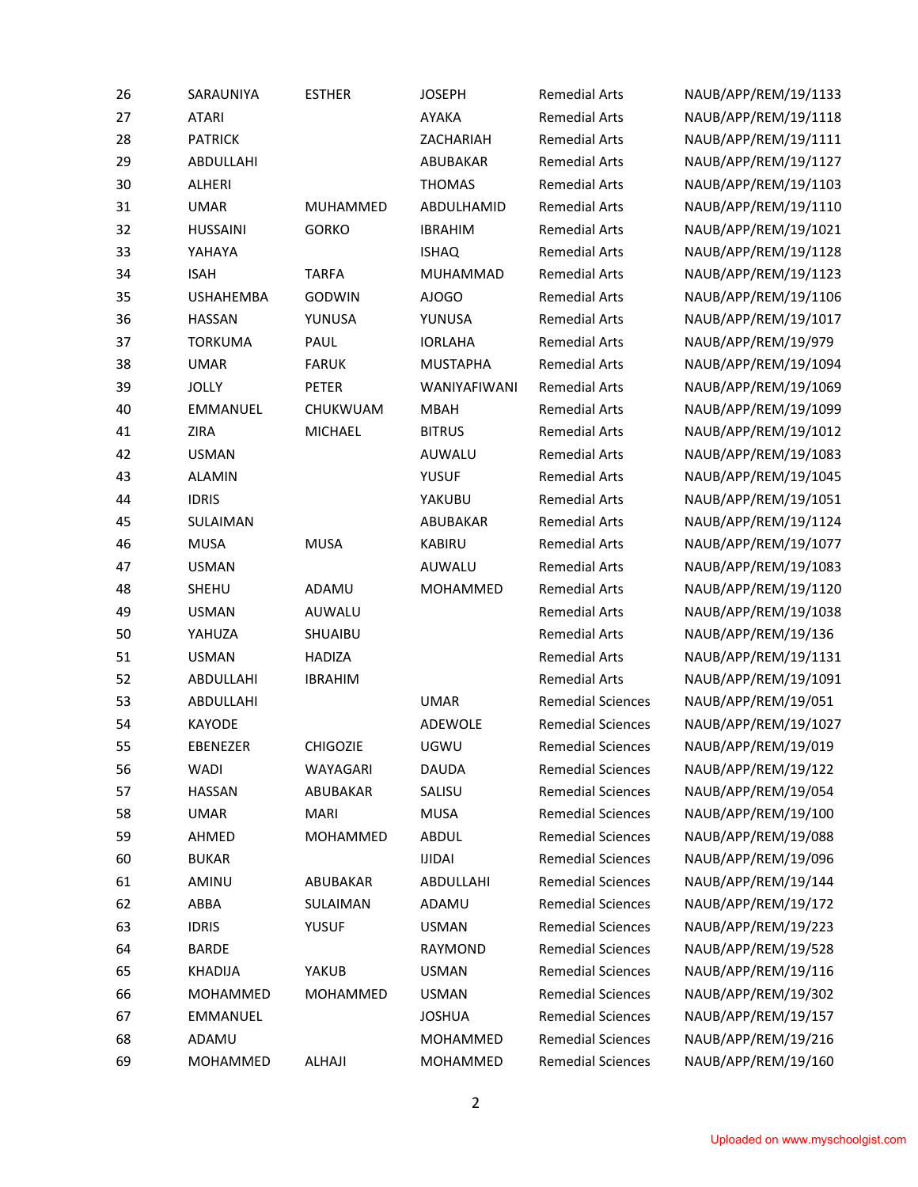| | | | | | |
|---|---|---|---|---|---|
| 26 | SARAUNIYA | ESTHER | JOSEPH | Remedial Arts | NAUB/APP/REM/19/1133 |
| 27 | ATARI | | AYAKA | Remedial Arts | NAUB/APP/REM/19/1118 |
| 28 | PATRICK | | ZACHARIAH | Remedial Arts | NAUB/APP/REM/19/1111 |
| 29 | ABDULLAHI | | ABUBAKAR | Remedial Arts | NAUB/APP/REM/19/1127 |
| 30 | ALHERI | | THOMAS | Remedial Arts | NAUB/APP/REM/19/1103 |
| 31 | UMAR | MUHAMMED | ABDULHAMID | Remedial Arts | NAUB/APP/REM/19/1110 |
| 32 | HUSSAINI | GORKO | IBRAHIM | Remedial Arts | NAUB/APP/REM/19/1021 |
| 33 | YAHAYA | | ISHAQ | Remedial Arts | NAUB/APP/REM/19/1128 |
| 34 | ISAH | TARFA | MUHAMMAD | Remedial Arts | NAUB/APP/REM/19/1123 |
| 35 | USHAHEMBA | GODWIN | AJOGO | Remedial Arts | NAUB/APP/REM/19/1106 |
| 36 | HASSAN | YUNUSA | YUNUSA | Remedial Arts | NAUB/APP/REM/19/1017 |
| 37 | TORKUMA | PAUL | IORLAHA | Remedial Arts | NAUB/APP/REM/19/979 |
| 38 | UMAR | FARUK | MUSTAPHA | Remedial Arts | NAUB/APP/REM/19/1094 |
| 39 | JOLLY | PETER | WANIYAFIWANI | Remedial Arts | NAUB/APP/REM/19/1069 |
| 40 | EMMANUEL | CHUKWUAM | MBAH | Remedial Arts | NAUB/APP/REM/19/1099 |
| 41 | ZIRA | MICHAEL | BITRUS | Remedial Arts | NAUB/APP/REM/19/1012 |
| 42 | USMAN | | AUWALU | Remedial Arts | NAUB/APP/REM/19/1083 |
| 43 | ALAMIN | | YUSUF | Remedial Arts | NAUB/APP/REM/19/1045 |
| 44 | IDRIS | | YAKUBU | Remedial Arts | NAUB/APP/REM/19/1051 |
| 45 | SULAIMAN | | ABUBAKAR | Remedial Arts | NAUB/APP/REM/19/1124 |
| 46 | MUSA | MUSA | KABIRU | Remedial Arts | NAUB/APP/REM/19/1077 |
| 47 | USMAN | | AUWALU | Remedial Arts | NAUB/APP/REM/19/1083 |
| 48 | SHEHU | ADAMU | MOHAMMED | Remedial Arts | NAUB/APP/REM/19/1120 |
| 49 | USMAN | AUWALU | | Remedial Arts | NAUB/APP/REM/19/1038 |
| 50 | YAHUZA | SHUAIBU | | Remedial Arts | NAUB/APP/REM/19/136 |
| 51 | USMAN | HADIZA | | Remedial Arts | NAUB/APP/REM/19/1131 |
| 52 | ABDULLAHI | IBRAHIM | | Remedial Arts | NAUB/APP/REM/19/1091 |
| 53 | ABDULLAHI | | UMAR | Remedial Sciences | NAUB/APP/REM/19/051 |
| 54 | KAYODE | | ADEWOLE | Remedial Sciences | NAUB/APP/REM/19/1027 |
| 55 | EBENEZER | CHIGOZIE | UGWU | Remedial Sciences | NAUB/APP/REM/19/019 |
| 56 | WADI | WAYAGARI | DAUDA | Remedial Sciences | NAUB/APP/REM/19/122 |
| 57 | HASSAN | ABUBAKAR | SALISU | Remedial Sciences | NAUB/APP/REM/19/054 |
| 58 | UMAR | MARI | MUSA | Remedial Sciences | NAUB/APP/REM/19/100 |
| 59 | AHMED | MOHAMMED | ABDUL | Remedial Sciences | NAUB/APP/REM/19/088 |
| 60 | BUKAR | | IJIDAI | Remedial Sciences | NAUB/APP/REM/19/096 |
| 61 | AMINU | ABUBAKAR | ABDULLAHI | Remedial Sciences | NAUB/APP/REM/19/144 |
| 62 | ABBA | SULAIMAN | ADAMU | Remedial Sciences | NAUB/APP/REM/19/172 |
| 63 | IDRIS | YUSUF | USMAN | Remedial Sciences | NAUB/APP/REM/19/223 |
| 64 | BARDE | | RAYMOND | Remedial Sciences | NAUB/APP/REM/19/528 |
| 65 | KHADIJA | YAKUB | USMAN | Remedial Sciences | NAUB/APP/REM/19/116 |
| 66 | MOHAMMED | MOHAMMED | USMAN | Remedial Sciences | NAUB/APP/REM/19/302 |
| 67 | EMMANUEL | | JOSHUA | Remedial Sciences | NAUB/APP/REM/19/157 |
| 68 | ADAMU | | MOHAMMED | Remedial Sciences | NAUB/APP/REM/19/216 |
| 69 | MOHAMMED | ALHAJI | MOHAMMED | Remedial Sciences | NAUB/APP/REM/19/160 |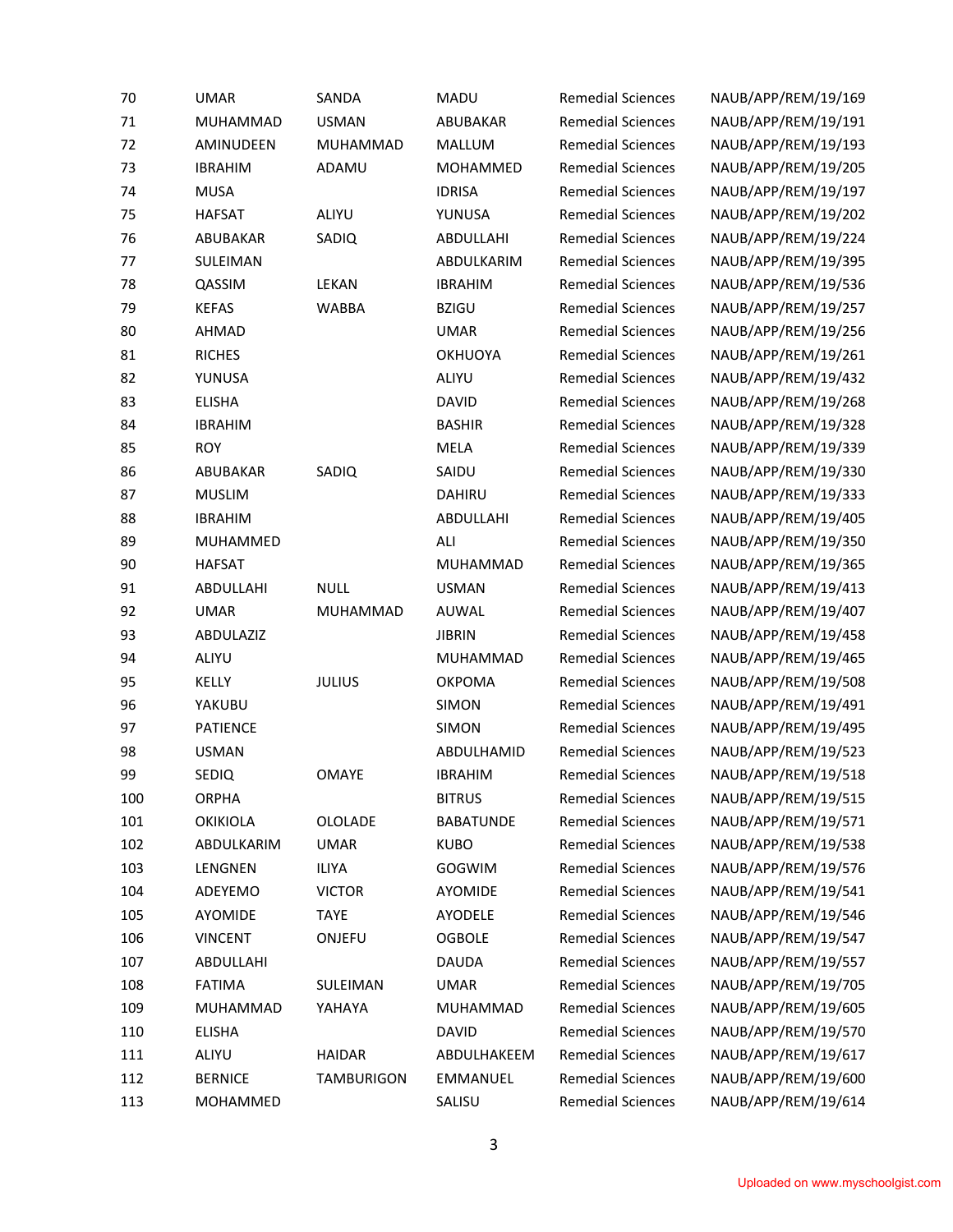| | | | | | |
|---|---|---|---|---|---|
| 70 | UMAR | SANDA | MADU | Remedial Sciences | NAUB/APP/REM/19/169 |
| 71 | MUHAMMAD | USMAN | ABUBAKAR | Remedial Sciences | NAUB/APP/REM/19/191 |
| 72 | AMINUDEEN | MUHAMMAD | MALLUM | Remedial Sciences | NAUB/APP/REM/19/193 |
| 73 | IBRAHIM | ADAMU | MOHAMMED | Remedial Sciences | NAUB/APP/REM/19/205 |
| 74 | MUSA | | IDRISA | Remedial Sciences | NAUB/APP/REM/19/197 |
| 75 | HAFSAT | ALIYU | YUNUSA | Remedial Sciences | NAUB/APP/REM/19/202 |
| 76 | ABUBAKAR | SADIQ | ABDULLAHI | Remedial Sciences | NAUB/APP/REM/19/224 |
| 77 | SULEIMAN | | ABDULKARIM | Remedial Sciences | NAUB/APP/REM/19/395 |
| 78 | QASSIM | LEKAN | IBRAHIM | Remedial Sciences | NAUB/APP/REM/19/536 |
| 79 | KEFAS | WABBA | BZIGU | Remedial Sciences | NAUB/APP/REM/19/257 |
| 80 | AHMAD | | UMAR | Remedial Sciences | NAUB/APP/REM/19/256 |
| 81 | RICHES | | OKHUOYA | Remedial Sciences | NAUB/APP/REM/19/261 |
| 82 | YUNUSA | | ALIYU | Remedial Sciences | NAUB/APP/REM/19/432 |
| 83 | ELISHA | | DAVID | Remedial Sciences | NAUB/APP/REM/19/268 |
| 84 | IBRAHIM | | BASHIR | Remedial Sciences | NAUB/APP/REM/19/328 |
| 85 | ROY | | MELA | Remedial Sciences | NAUB/APP/REM/19/339 |
| 86 | ABUBAKAR | SADIQ | SAIDU | Remedial Sciences | NAUB/APP/REM/19/330 |
| 87 | MUSLIM | | DAHIRU | Remedial Sciences | NAUB/APP/REM/19/333 |
| 88 | IBRAHIM | | ABDULLAHI | Remedial Sciences | NAUB/APP/REM/19/405 |
| 89 | MUHAMMED | | ALI | Remedial Sciences | NAUB/APP/REM/19/350 |
| 90 | HAFSAT | | MUHAMMAD | Remedial Sciences | NAUB/APP/REM/19/365 |
| 91 | ABDULLAHI | NULL | USMAN | Remedial Sciences | NAUB/APP/REM/19/413 |
| 92 | UMAR | MUHAMMAD | AUWAL | Remedial Sciences | NAUB/APP/REM/19/407 |
| 93 | ABDULAZIZ | | JIBRIN | Remedial Sciences | NAUB/APP/REM/19/458 |
| 94 | ALIYU | | MUHAMMAD | Remedial Sciences | NAUB/APP/REM/19/465 |
| 95 | KELLY | JULIUS | OKPOMA | Remedial Sciences | NAUB/APP/REM/19/508 |
| 96 | YAKUBU | | SIMON | Remedial Sciences | NAUB/APP/REM/19/491 |
| 97 | PATIENCE | | SIMON | Remedial Sciences | NAUB/APP/REM/19/495 |
| 98 | USMAN | | ABDULHAMID | Remedial Sciences | NAUB/APP/REM/19/523 |
| 99 | SEDIQ | OMAYE | IBRAHIM | Remedial Sciences | NAUB/APP/REM/19/518 |
| 100 | ORPHA | | BITRUS | Remedial Sciences | NAUB/APP/REM/19/515 |
| 101 | OKIKIOLA | OLOLADE | BABATUNDE | Remedial Sciences | NAUB/APP/REM/19/571 |
| 102 | ABDULKARIM | UMAR | KUBO | Remedial Sciences | NAUB/APP/REM/19/538 |
| 103 | LENGNEN | ILIYA | GOGWIM | Remedial Sciences | NAUB/APP/REM/19/576 |
| 104 | ADEYEMO | VICTOR | AYOMIDE | Remedial Sciences | NAUB/APP/REM/19/541 |
| 105 | AYOMIDE | TAYE | AYODELE | Remedial Sciences | NAUB/APP/REM/19/546 |
| 106 | VINCENT | ONJEFU | OGBOLE | Remedial Sciences | NAUB/APP/REM/19/547 |
| 107 | ABDULLAHI | | DAUDA | Remedial Sciences | NAUB/APP/REM/19/557 |
| 108 | FATIMA | SULEIMAN | UMAR | Remedial Sciences | NAUB/APP/REM/19/705 |
| 109 | MUHAMMAD | YAHAYA | MUHAMMAD | Remedial Sciences | NAUB/APP/REM/19/605 |
| 110 | ELISHA | | DAVID | Remedial Sciences | NAUB/APP/REM/19/570 |
| 111 | ALIYU | HAIDAR | ABDULHAKEEM | Remedial Sciences | NAUB/APP/REM/19/617 |
| 112 | BERNICE | TAMBURIGON | EMMANUEL | Remedial Sciences | NAUB/APP/REM/19/600 |
| 113 | MOHAMMED | | SALISU | Remedial Sciences | NAUB/APP/REM/19/614 |

Uploaded on www.myschoolgist.com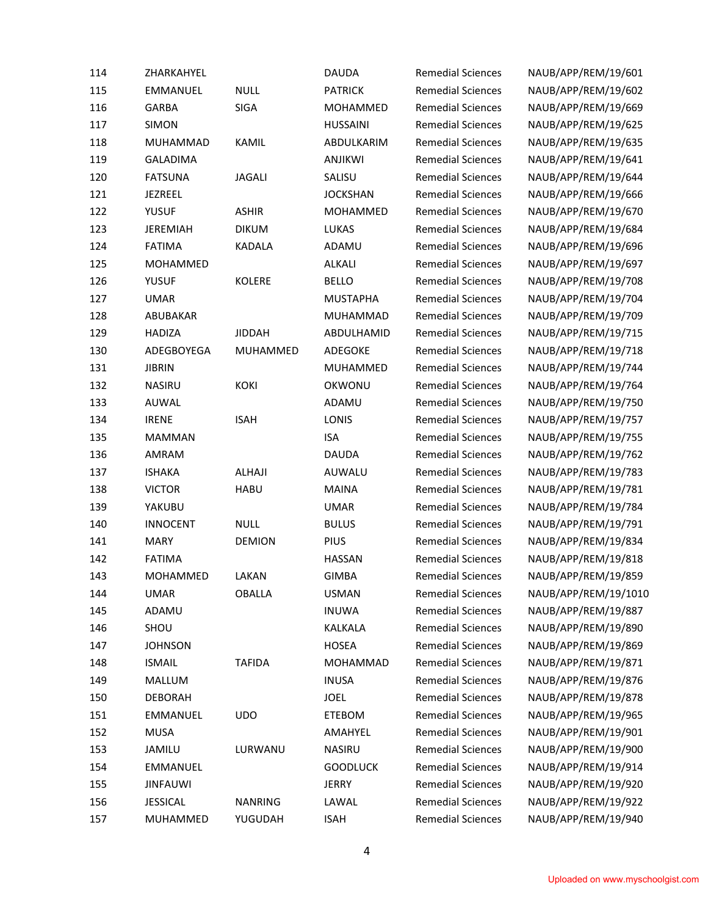| | | | | | |
|---|---|---|---|---|---|
| 114 | ZHARKAHYEL | | DAUDA | Remedial Sciences | NAUB/APP/REM/19/601 |
| 115 | EMMANUEL | NULL | PATRICK | Remedial Sciences | NAUB/APP/REM/19/602 |
| 116 | GARBA | SIGA | MOHAMMED | Remedial Sciences | NAUB/APP/REM/19/669 |
| 117 | SIMON | | HUSSAINI | Remedial Sciences | NAUB/APP/REM/19/625 |
| 118 | MUHAMMAD | KAMIL | ABDULKARIM | Remedial Sciences | NAUB/APP/REM/19/635 |
| 119 | GALADIMA | | ANJIKWI | Remedial Sciences | NAUB/APP/REM/19/641 |
| 120 | FATSUNA | JAGALI | SALISU | Remedial Sciences | NAUB/APP/REM/19/644 |
| 121 | JEZREEL | | JOCKSHAN | Remedial Sciences | NAUB/APP/REM/19/666 |
| 122 | YUSUF | ASHIR | MOHAMMED | Remedial Sciences | NAUB/APP/REM/19/670 |
| 123 | JEREMIAH | DIKUM | LUKAS | Remedial Sciences | NAUB/APP/REM/19/684 |
| 124 | FATIMA | KADALA | ADAMU | Remedial Sciences | NAUB/APP/REM/19/696 |
| 125 | MOHAMMED | | ALKALI | Remedial Sciences | NAUB/APP/REM/19/697 |
| 126 | YUSUF | KOLERE | BELLO | Remedial Sciences | NAUB/APP/REM/19/708 |
| 127 | UMAR | | MUSTAPHA | Remedial Sciences | NAUB/APP/REM/19/704 |
| 128 | ABUBAKAR | | MUHAMMAD | Remedial Sciences | NAUB/APP/REM/19/709 |
| 129 | HADIZA | JIDDAH | ABDULHAMID | Remedial Sciences | NAUB/APP/REM/19/715 |
| 130 | ADEGBOYEGA | MUHAMMED | ADEGOKE | Remedial Sciences | NAUB/APP/REM/19/718 |
| 131 | JIBRIN | | MUHAMMED | Remedial Sciences | NAUB/APP/REM/19/744 |
| 132 | NASIRU | KOKI | OKWONU | Remedial Sciences | NAUB/APP/REM/19/764 |
| 133 | AUWAL | | ADAMU | Remedial Sciences | NAUB/APP/REM/19/750 |
| 134 | IRENE | ISAH | LONIS | Remedial Sciences | NAUB/APP/REM/19/757 |
| 135 | MAMMAN | | ISA | Remedial Sciences | NAUB/APP/REM/19/755 |
| 136 | AMRAM | | DAUDA | Remedial Sciences | NAUB/APP/REM/19/762 |
| 137 | ISHAKA | ALHAJI | AUWALU | Remedial Sciences | NAUB/APP/REM/19/783 |
| 138 | VICTOR | HABU | MAINA | Remedial Sciences | NAUB/APP/REM/19/781 |
| 139 | YAKUBU | | UMAR | Remedial Sciences | NAUB/APP/REM/19/784 |
| 140 | INNOCENT | NULL | BULUS | Remedial Sciences | NAUB/APP/REM/19/791 |
| 141 | MARY | DEMION | PIUS | Remedial Sciences | NAUB/APP/REM/19/834 |
| 142 | FATIMA | | HASSAN | Remedial Sciences | NAUB/APP/REM/19/818 |
| 143 | MOHAMMED | LAKAN | GIMBA | Remedial Sciences | NAUB/APP/REM/19/859 |
| 144 | UMAR | OBALLA | USMAN | Remedial Sciences | NAUB/APP/REM/19/1010 |
| 145 | ADAMU | | INUWA | Remedial Sciences | NAUB/APP/REM/19/887 |
| 146 | SHOU | | KALKALA | Remedial Sciences | NAUB/APP/REM/19/890 |
| 147 | JOHNSON | | HOSEA | Remedial Sciences | NAUB/APP/REM/19/869 |
| 148 | ISMAIL | TAFIDA | MOHAMMAD | Remedial Sciences | NAUB/APP/REM/19/871 |
| 149 | MALLUM | | INUSA | Remedial Sciences | NAUB/APP/REM/19/876 |
| 150 | DEBORAH | | JOEL | Remedial Sciences | NAUB/APP/REM/19/878 |
| 151 | EMMANUEL | UDO | ETEBOM | Remedial Sciences | NAUB/APP/REM/19/965 |
| 152 | MUSA | | AMAHYEL | Remedial Sciences | NAUB/APP/REM/19/901 |
| 153 | JAMILU | LURWANU | NASIRU | Remedial Sciences | NAUB/APP/REM/19/900 |
| 154 | EMMANUEL | | GOODLUCK | Remedial Sciences | NAUB/APP/REM/19/914 |
| 155 | JINFAUWI | | JERRY | Remedial Sciences | NAUB/APP/REM/19/920 |
| 156 | JESSICAL | NANRING | LAWAL | Remedial Sciences | NAUB/APP/REM/19/922 |
| 157 | MUHAMMED | YUGUDAH | ISAH | Remedial Sciences | NAUB/APP/REM/19/940 |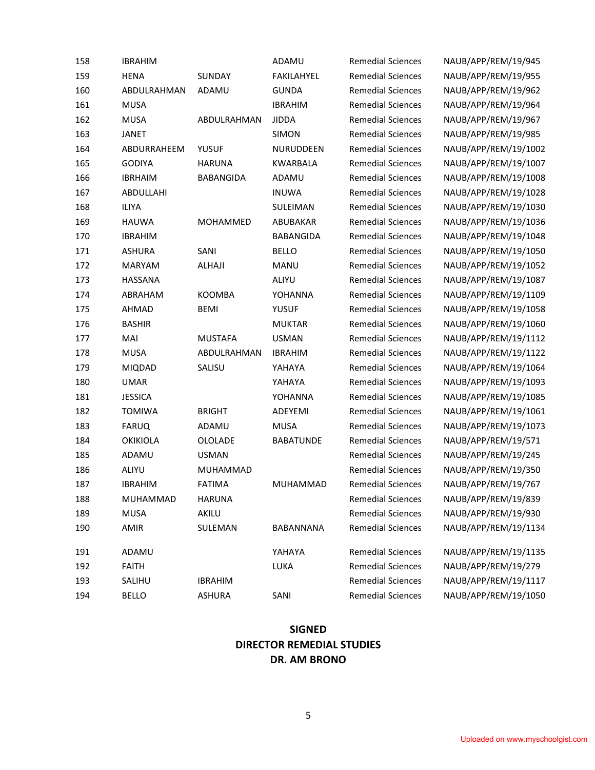| | | | | | |
|---|---|---|---|---|---|
| 158 | IBRAHIM | | ADAMU | Remedial Sciences | NAUB/APP/REM/19/945 |
| 159 | HENA | SUNDAY | FAKILAHYEL | Remedial Sciences | NAUB/APP/REM/19/955 |
| 160 | ABDULRAHMAN | ADAMU | GUNDA | Remedial Sciences | NAUB/APP/REM/19/962 |
| 161 | MUSA | | IBRAHIM | Remedial Sciences | NAUB/APP/REM/19/964 |
| 162 | MUSA | ABDULRAHMAN | JIDDA | Remedial Sciences | NAUB/APP/REM/19/967 |
| 163 | JANET | | SIMON | Remedial Sciences | NAUB/APP/REM/19/985 |
| 164 | ABDURRAHEEM | YUSUF | NURUDDEEN | Remedial Sciences | NAUB/APP/REM/19/1002 |
| 165 | GODIYA | HARUNA | KWARBALA | Remedial Sciences | NAUB/APP/REM/19/1007 |
| 166 | IBRHAIM | BABANGIDA | ADAMU | Remedial Sciences | NAUB/APP/REM/19/1008 |
| 167 | ABDULLAHI | | INUWA | Remedial Sciences | NAUB/APP/REM/19/1028 |
| 168 | ILIYA | | SULEIMAN | Remedial Sciences | NAUB/APP/REM/19/1030 |
| 169 | HAUWA | MOHAMMED | ABUBAKAR | Remedial Sciences | NAUB/APP/REM/19/1036 |
| 170 | IBRAHIM | | BABANGIDA | Remedial Sciences | NAUB/APP/REM/19/1048 |
| 171 | ASHURA | SANI | BELLO | Remedial Sciences | NAUB/APP/REM/19/1050 |
| 172 | MARYAM | ALHAJI | MANU | Remedial Sciences | NAUB/APP/REM/19/1052 |
| 173 | HASSANA | | ALIYU | Remedial Sciences | NAUB/APP/REM/19/1087 |
| 174 | ABRAHAM | KOOMBA | YOHANNA | Remedial Sciences | NAUB/APP/REM/19/1109 |
| 175 | AHMAD | BEMI | YUSUF | Remedial Sciences | NAUB/APP/REM/19/1058 |
| 176 | BASHIR | | MUKTAR | Remedial Sciences | NAUB/APP/REM/19/1060 |
| 177 | MAI | MUSTAFA | USMAN | Remedial Sciences | NAUB/APP/REM/19/1112 |
| 178 | MUSA | ABDULRAHMAN | IBRAHIM | Remedial Sciences | NAUB/APP/REM/19/1122 |
| 179 | MIQDAD | SALISU | YAHAYA | Remedial Sciences | NAUB/APP/REM/19/1064 |
| 180 | UMAR | | YAHAYA | Remedial Sciences | NAUB/APP/REM/19/1093 |
| 181 | JESSICA | | YOHANNA | Remedial Sciences | NAUB/APP/REM/19/1085 |
| 182 | TOMIWA | BRIGHT | ADEYEMI | Remedial Sciences | NAUB/APP/REM/19/1061 |
| 183 | FARUQ | ADAMU | MUSA | Remedial Sciences | NAUB/APP/REM/19/1073 |
| 184 | OKIKIOLA | OLOLADE | BABATUNDE | Remedial Sciences | NAUB/APP/REM/19/571 |
| 185 | ADAMU | USMAN | | Remedial Sciences | NAUB/APP/REM/19/245 |
| 186 | ALIYU | MUHAMMAD | | Remedial Sciences | NAUB/APP/REM/19/350 |
| 187 | IBRAHIM | FATIMA | MUHAMMAD | Remedial Sciences | NAUB/APP/REM/19/767 |
| 188 | MUHAMMAD | HARUNA | | Remedial Sciences | NAUB/APP/REM/19/839 |
| 189 | MUSA | AKILU | | Remedial Sciences | NAUB/APP/REM/19/930 |
| 190 | AMIR | SULEMAN | BABANNANA | Remedial Sciences | NAUB/APP/REM/19/1134 |
| 191 | ADAMU | | YAHAYA | Remedial Sciences | NAUB/APP/REM/19/1135 |
| 192 | FAITH | | LUKA | Remedial Sciences | NAUB/APP/REM/19/279 |
| 193 | SALIHU | IBRAHIM | | Remedial Sciences | NAUB/APP/REM/19/1117 |
| 194 | BELLO | ASHURA | SANI | Remedial Sciences | NAUB/APP/REM/19/1050 |

**SIGNED**
**DIRECTOR REMEDIAL STUDIES**
**DR. AM BRONO**

Uploaded on www.myschoolgist.com